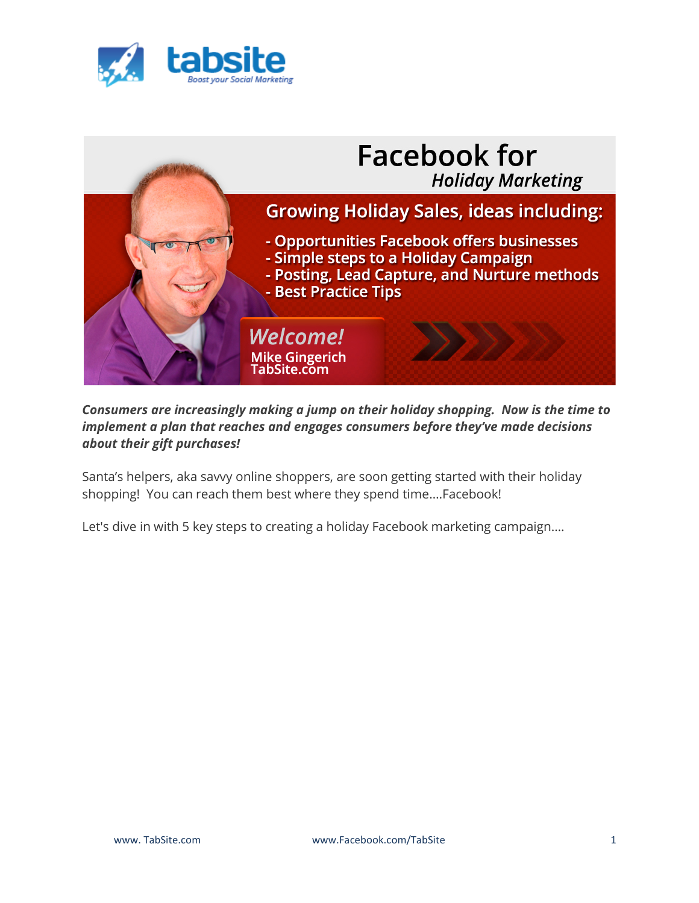tabsite
*Boost your Social Marketing*

# Facebook for
## *Holiday Marketing*

### Growing Holiday Sales, ideas including:

- Opportunities Facebook offers businesses
- Simple steps to a Holiday Campaign
- Posting, Lead Capture, and Nurture methods
- Best Practice Tips

*Welcome!*
**Mike Gingerich**
**TabSite.com**

***Consumers are increasingly making a jump on their holiday shopping. Now is the time to implement a plan that reaches and engages consumers before they've made decisions about their gift purchases!***

Santa's helpers, aka savvy online shoppers, are soon getting started with their holiday shopping! You can reach them best where they spend time....Facebook!

Let's dive in with 5 key steps to creating a holiday Facebook marketing campaign....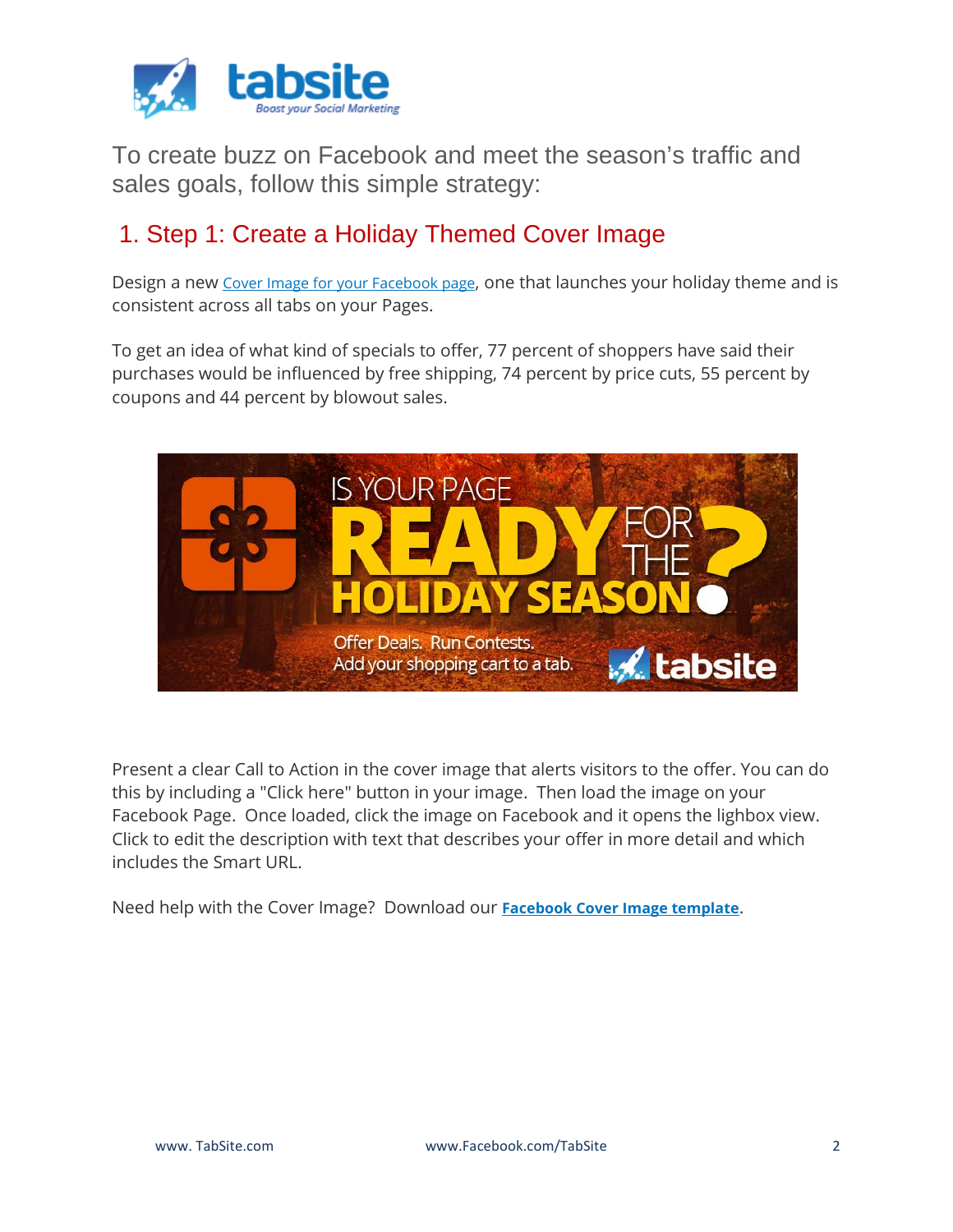To create buzz on Facebook and meet the season's traffic and sales goals, follow this simple strategy:

## 1. Step 1: Create a Holiday Themed Cover Image

Design a new Cover Image for your Facebook page, one that launches your holiday theme and is consistent across all tabs on your Pages.

To get an idea of what kind of specials to offer, 77 percent of shoppers have said their purchases would be influenced by free shipping, 74 percent by price cuts, 55 percent by coupons and 44 percent by blowout sales.

Present a clear Call to Action in the cover image that alerts visitors to the offer. You can do this by including a "Click here" button in your image. Then load the image on your Facebook Page. Once loaded, click the image on Facebook and it opens the lighbox view. Click to edit the description with text that describes your offer in more detail and which includes the Smart URL.

Need help with the Cover Image? Download our **Facebook Cover Image template**.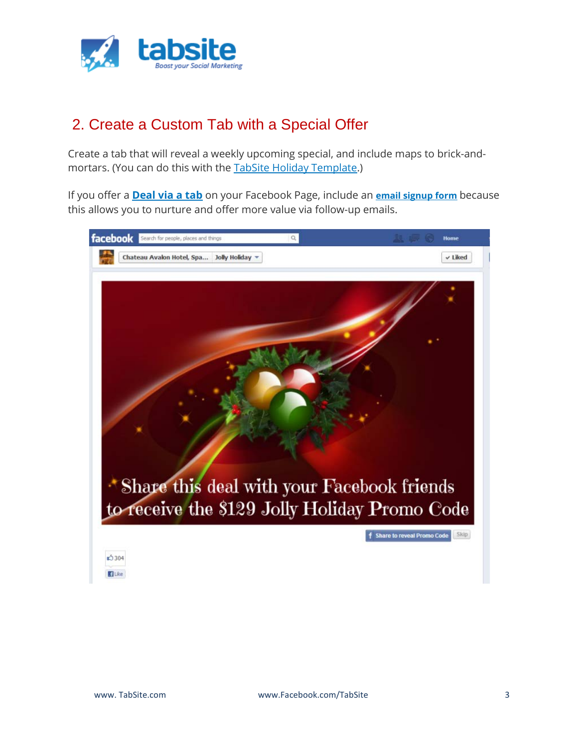## 2. Create a Custom Tab with a Special Offer

Create a tab that will reveal a weekly upcoming special, and include maps to brick-and-mortars. (You can do this with the TabSite Holiday Template.)

If you offer a **Deal via a tab** on your Facebook Page, include an **email signup form** because this allows you to nurture and offer more value via follow-up emails.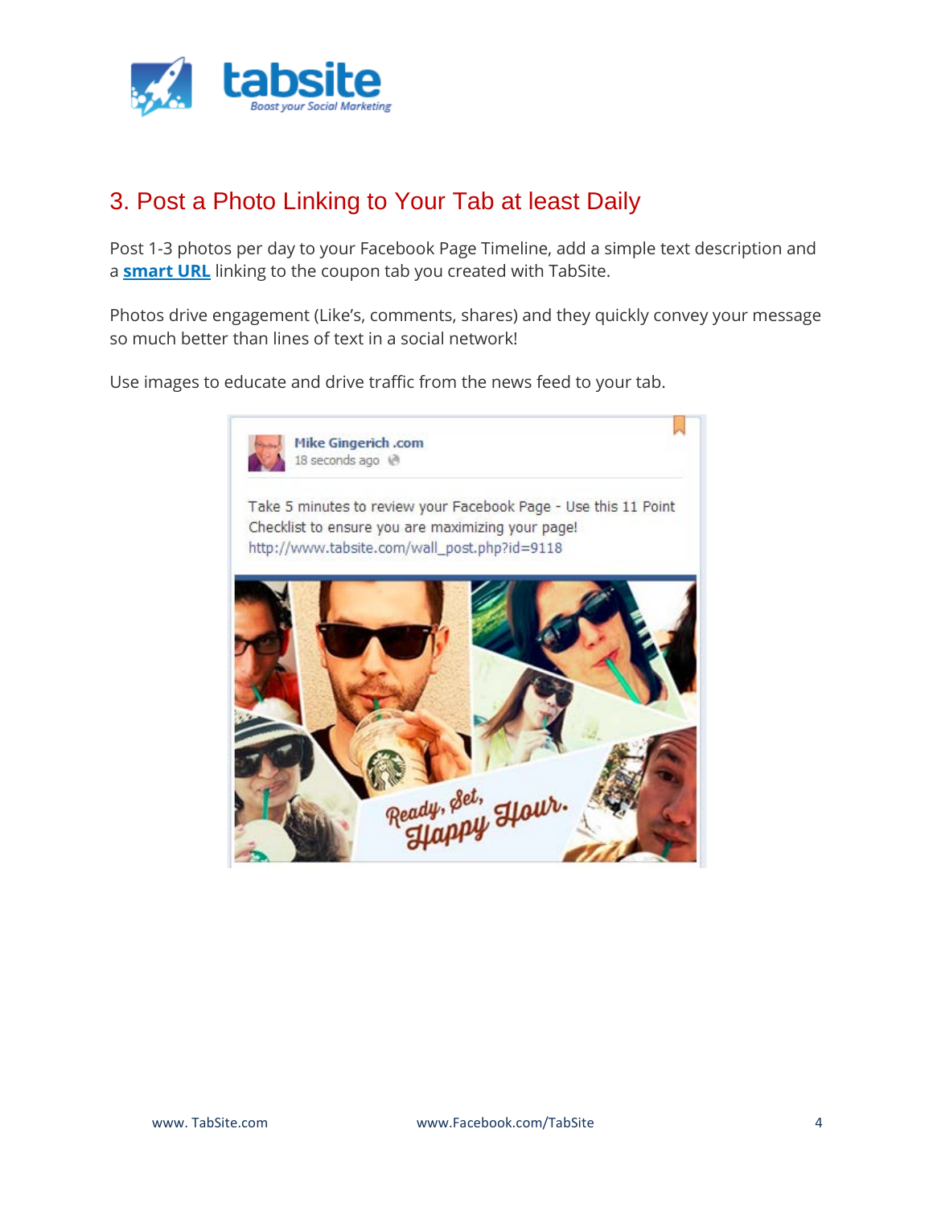## 3. Post a Photo Linking to Your Tab at least Daily

Post 1-3 photos per day to your Facebook Page Timeline, add a simple text description and a **smart URL** linking to the coupon tab you created with TabSite.

Photos drive engagement (Like's, comments, shares) and they quickly convey your message so much better than lines of text in a social network!

Use images to educate and drive traffic from the news feed to your tab.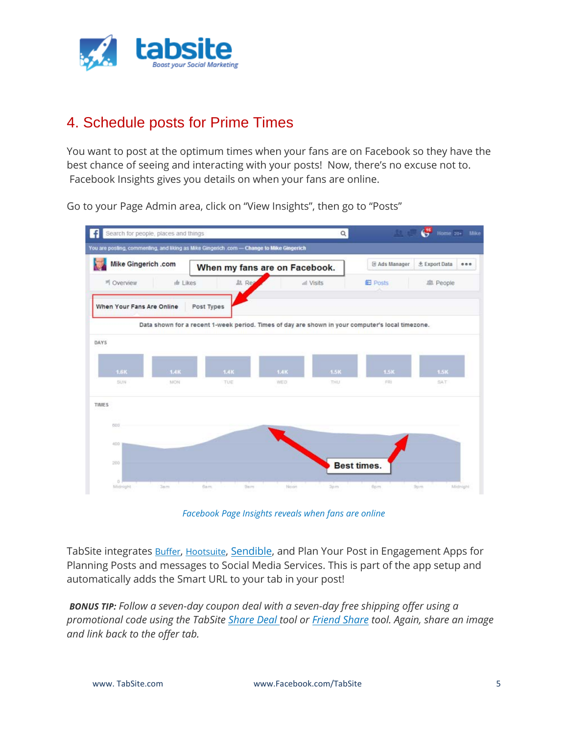## 4. Schedule posts for Prime Times

You want to post at the optimum times when your fans are on Facebook so they have the best chance of seeing and interacting with your posts! Now, there's no excuse not to. Facebook Insights gives you details on when your fans are online.

Go to your Page Admin area, click on "View Insights", then go to "Posts"

*Facebook Page Insights reveals when fans are online*

TabSite integrates Buffer, Hootsuite, Sendible, and Plan Your Post in Engagement Apps for Planning Posts and messages to Social Media Services. This is part of the app setup and automatically adds the Smart URL to your tab in your post!

***BONUS TIP:*** *Follow a seven-day coupon deal with a seven-day free shipping offer using a promotional code using the TabSite Share Deal tool or Friend Share tool. Again, share an image and link back to the offer tab.*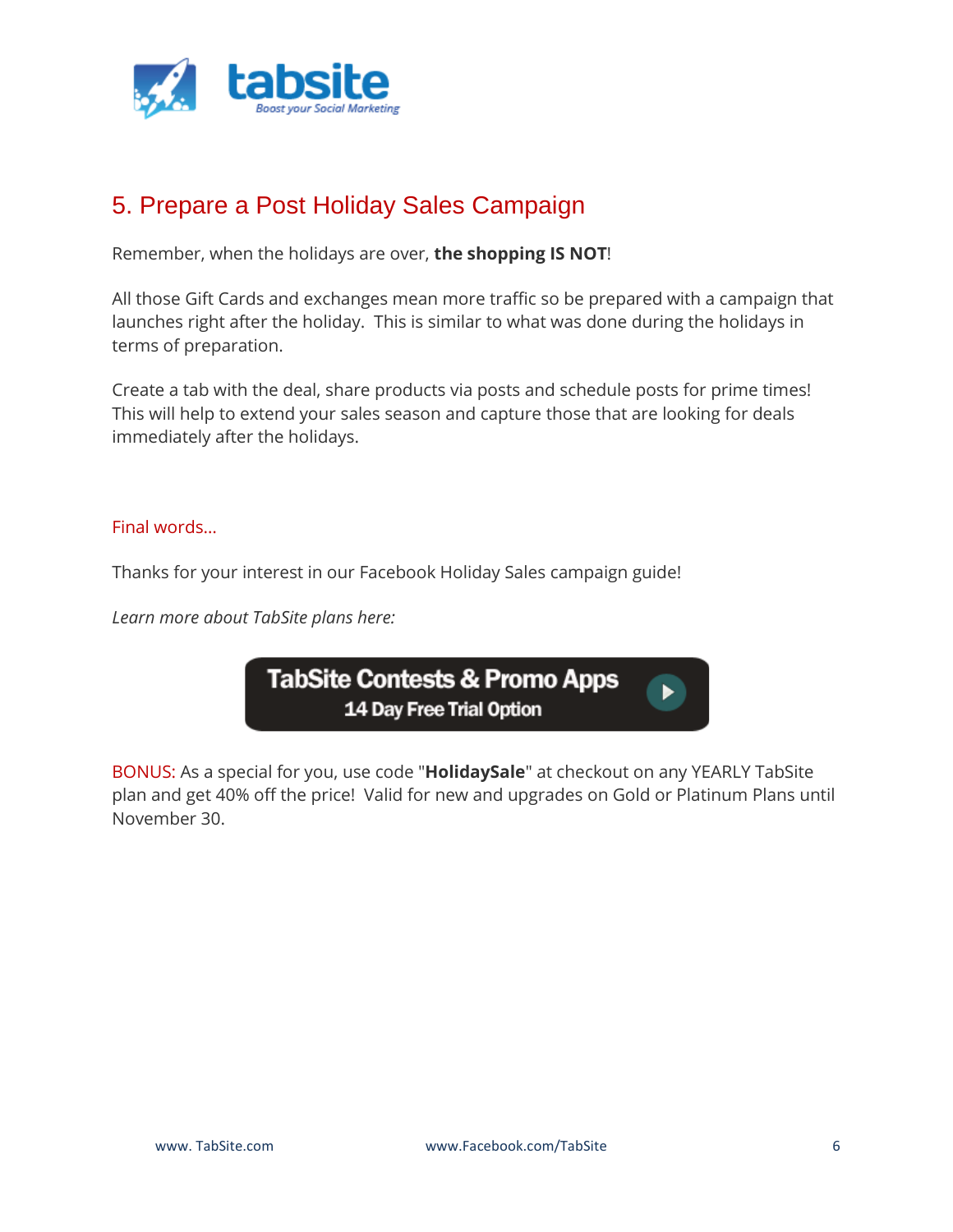## 5. Prepare a Post Holiday Sales Campaign

Remember, when the holidays are over, **the shopping IS NOT**!

All those Gift Cards and exchanges mean more traffic so be prepared with a campaign that launches right after the holiday. This is similar to what was done during the holidays in terms of preparation.

Create a tab with the deal, share products via posts and schedule posts for prime times! This will help to extend your sales season and capture those that are looking for deals immediately after the holidays.

### Final words...

Thanks for your interest in our Facebook Holiday Sales campaign guide!

*Learn more about TabSite plans here:*

**TabSite Contests & Promo Apps**
**14 Day Free Trial Option**

BONUS: As a special for you, use code "**HolidaySale**" at checkout on any YEARLY TabSite plan and get 40% off the price! Valid for new and upgrades on Gold or Platinum Plans until November 30.